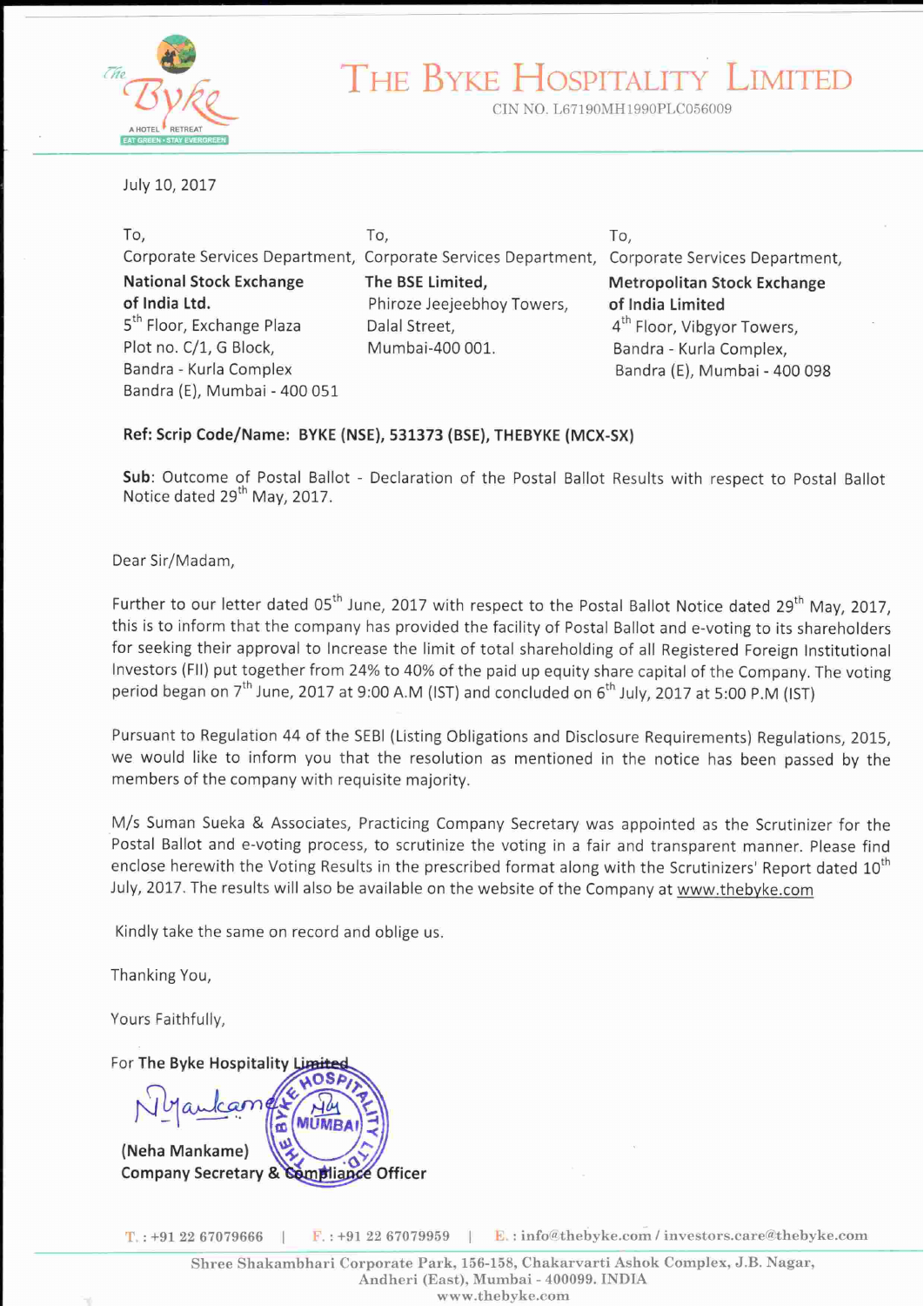# THE BYKE HOSPITALITY LIMITED

CIN NO. L67190MH1990PLC056009

July 10, 2017

To,
Corporate Services Department,
**National Stock Exchange of India Ltd.**
5th Floor, Exchange Plaza
Plot no. C/1, G Block,
Bandra - Kurla Complex
Bandra (E), Mumbai - 400 051

To,
Corporate Services Department,
**The BSE Limited,**
Phiroze Jeejeebhoy Towers,
Dalal Street,
Mumbai-400 001.

To,
Corporate Services Department,
**Metropolitan Stock Exchange of India Limited**
4th Floor, Vibgyor Towers,
Bandra - Kurla Complex,
Bandra (E), Mumbai - 400 098

**Ref: Scrip Code/Name: BYKE (NSE), 531373 (BSE), THEBYKE (MCX-SX)**

**Sub**: Outcome of Postal Ballot - Declaration of the Postal Ballot Results with respect to Postal Ballot Notice dated 29th May, 2017.

Dear Sir/Madam,

Further to our letter dated 05th June, 2017 with respect to the Postal Ballot Notice dated 29th May, 2017, this is to inform that the company has provided the facility of Postal Ballot and e-voting to its shareholders for seeking their approval to Increase the limit of total shareholding of all Registered Foreign Institutional Investors (FII) put together from 24% to 40% of the paid up equity share capital of the Company. The voting period began on 7th June, 2017 at 9:00 A.M (IST) and concluded on 6th July, 2017 at 5:00 P.M (IST)

Pursuant to Regulation 44 of the SEBI (Listing Obligations and Disclosure Requirements) Regulations, 2015, we would like to inform you that the resolution as mentioned in the notice has been passed by the members of the company with requisite majority.

M/s Suman Sueka & Associates, Practicing Company Secretary was appointed as the Scrutinizer for the Postal Ballot and e-voting process, to scrutinize the voting in a fair and transparent manner. Please find enclose herewith the Voting Results in the prescribed format along with the Scrutinizers' Report dated 10th July, 2017. The results will also be available on the website of the Company at www.thebyke.com

Kindly take the same on record and oblige us.

Thanking You,

Yours Faithfully,

For The Byke Hospitality Limited

**(Neha Mankame)**
**Company Secretary & Compliance Officer**

T. : +91 22 67079666 | F. : +91 22 67079959 | E. : info@thebyke.com / investors.care@thebyke.com

Shree Shakambhari Corporate Park, 156-158, Chakarvarti Ashok Complex, J.B. Nagar, Andheri (East), Mumbai - 400099. INDIA
www.thebyke.com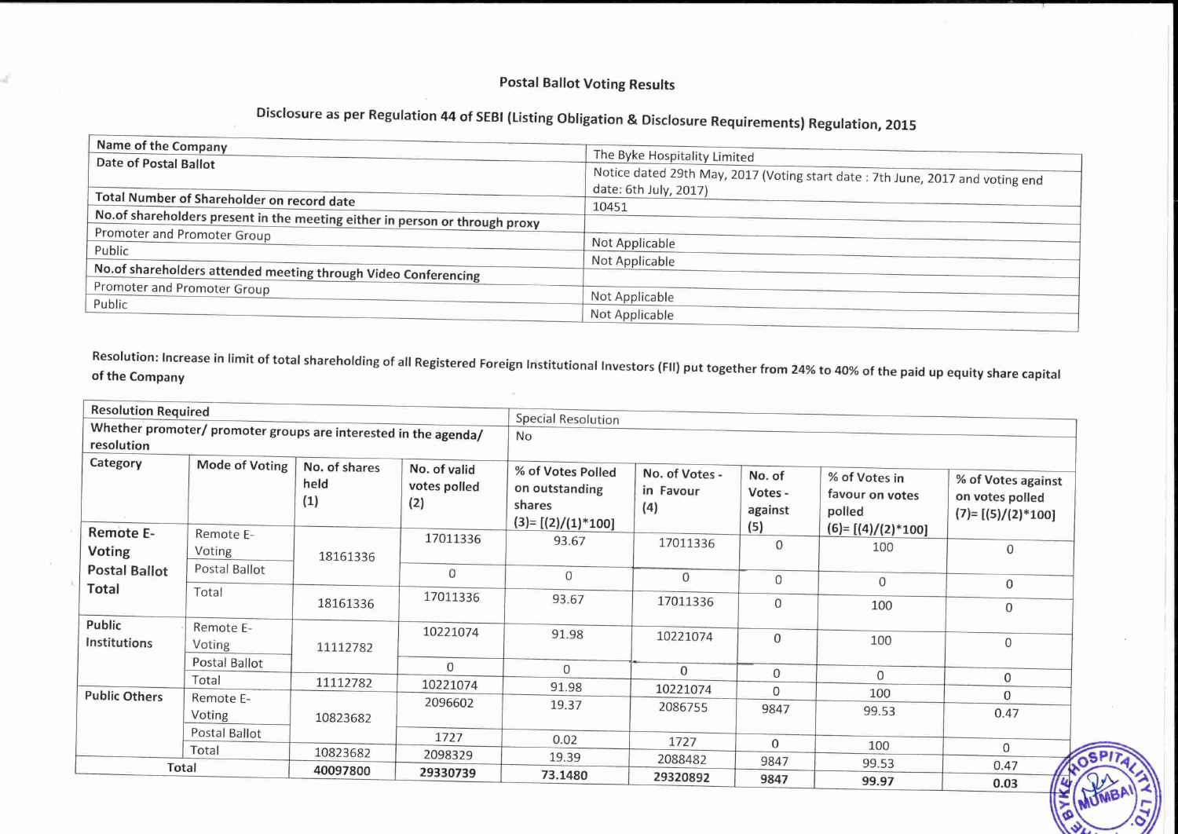## Postal Ballot Voting Results

### Disclosure as per Regulation 44 of SEBI (Listing Obligation & Disclosure Requirements) Regulation, 2015

| | |
|---|---|
| Name of the Company | The Byke Hospitality Limited |
| Date of Postal Ballot | Notice dated 29th May, 2017 (Voting start date : 7th June, 2017 and voting end date: 6th July, 2017) |
| Total Number of Shareholder on record date | 10451 |
| No.of shareholders present in the meeting either in person or through proxy | |
| Promoter and Promoter Group | Not Applicable |
| Public | Not Applicable |
| No.of shareholders attended meeting through Video Conferencing | |
| Promoter and Promoter Group | Not Applicable |
| Public | Not Applicable |

**Resolution: Increase in limit of total shareholding of all Registered Foreign Institutional Investors (FII) put together from 24% to 40% of the paid up equity share capital of the Company**

| Resolution Required | | | | Special Resolution | | | | |
|---|---|---|---|---|---|---|---|---|
| Whether promoter/ promoter groups are interested in the agenda/ resolution | | | | No | | | | |
| **Category** | **Mode of Voting** | **No. of shares held (1)** | **No. of valid votes polled (2)** | **% of Votes Polled on outstanding shares (3)= [(2)/(1)*100]** | **No. of Votes - in Favour (4)** | **No. of Votes - against (5)** | **% of Votes in favour on votes polled (6)= [(4)/(2)*100]** | **% of Votes against on votes polled (7)= [(5)/(2)*100]** |
| **Remote E-Voting Postal Ballot Total** | Remote E-Voting | 18161336 | 17011336 | 93.67 | 17011336 | 0 | 100 | 0 |
| | Postal Ballot | | 0 | 0 | 0 | 0 | 0 | 0 |
| | Total | 18161336 | 17011336 | 93.67 | 17011336 | 0 | 100 | 0 |
| **Public Institutions** | Remote E-Voting | 11112782 | 10221074 | 91.98 | 10221074 | 0 | 100 | 0 |
| | Postal Ballot | | 0 | 0 | 0 | 0 | 0 | 0 |
| | Total | 11112782 | 10221074 | 91.98 | 10221074 | 0 | 100 | 0 |
| **Public Others** | Remote E-Voting | 10823682 | 2096602 | 19.37 | 2086755 | 9847 | 99.53 | 0.47 |
| | Postal Ballot | | 1727 | 0.02 | 1727 | 0 | 100 | 0 |
| | Total | 10823682 | 2098329 | 19.39 | 2088482 | 9847 | 99.53 | 0.47 |
| **Total** | | **40097800** | **29330739** | **73.1480** | **29320892** | **9847** | **99.97** | **0.03** |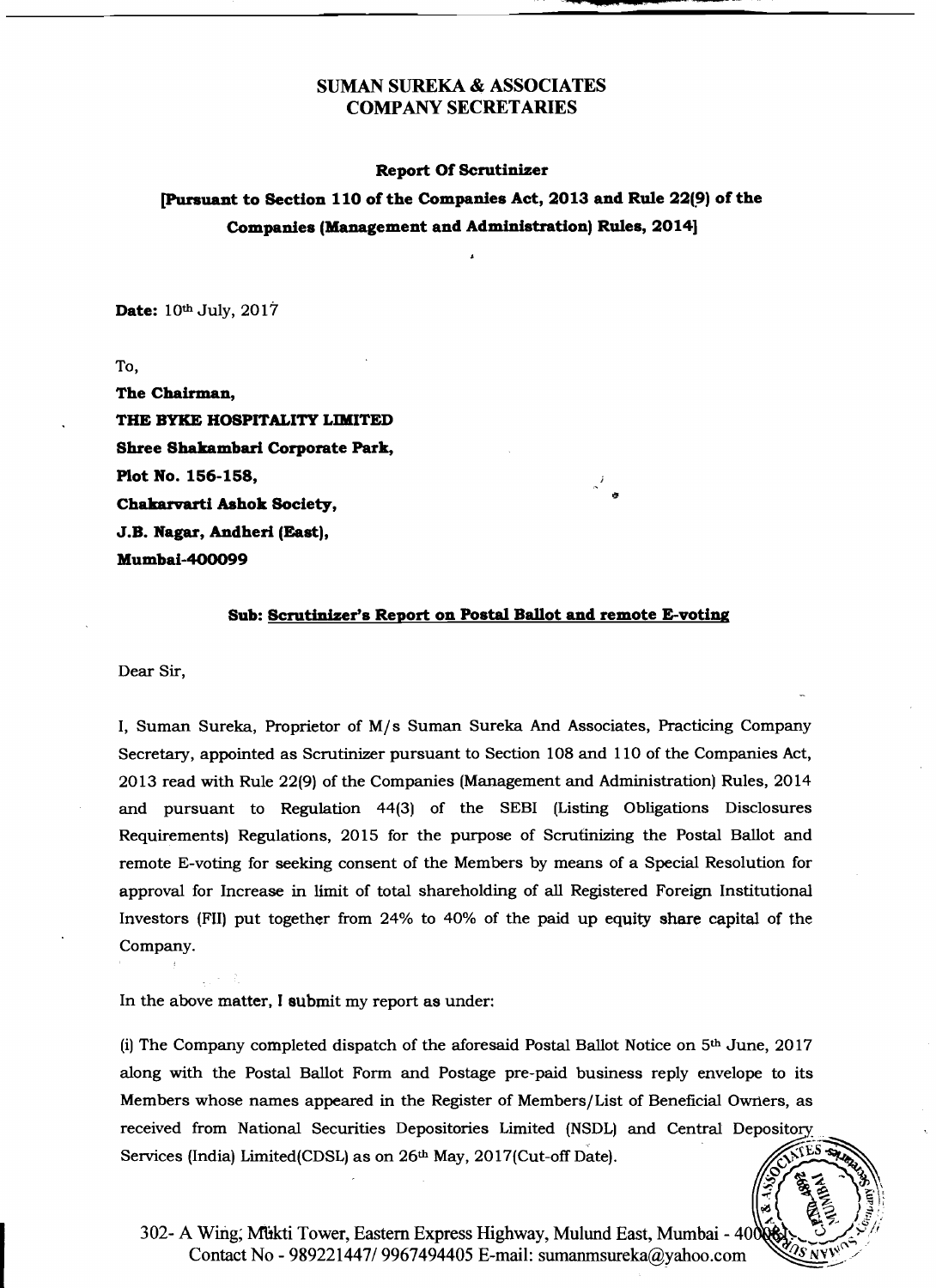# SUMAN SUREKA & ASSOCIATES
## COMPANY SECRETARIES

**Report Of Scrutinizer**

**[Pursuant to Section 110 of the Companies Act, 2013 and Rule 22(9) of the Companies (Management and Administration) Rules, 2014]**

**Date:** 10th July, 2017

To,

**The Chairman,**
**THE BYKE HOSPITALITY LIMITED**
**Shree Shakambari Corporate Park,**
**Plot No. 156-158,**
**Chakarvarti Ashok Society,**
**J.B. Nagar, Andheri (East),**
**Mumbai-400099**

**Sub: Scrutinizer's Report on Postal Ballot and remote E-voting**

Dear Sir,

I, Suman Sureka, Proprietor of M/s Suman Sureka And Associates, Practicing Company Secretary, appointed as Scrutinizer pursuant to Section 108 and 110 of the Companies Act, 2013 read with Rule 22(9) of the Companies (Management and Administration) Rules, 2014 and pursuant to Regulation 44(3) of the SEBI (Listing Obligations Disclosures Requirements) Regulations, 2015 for the purpose of Scrutinizing the Postal Ballot and remote E-voting for seeking consent of the Members by means of a Special Resolution for approval for Increase in limit of total shareholding of all Registered Foreign Institutional Investors (FII) put together from 24% to 40% of the paid up equity share capital of the Company.

In the above matter, I submit my report as under:

(i) The Company completed dispatch of the aforesaid Postal Ballot Notice on 5th June, 2017 along with the Postal Ballot Form and Postage pre-paid business reply envelope to its Members whose names appeared in the Register of Members/List of Beneficial Owners, as received from National Securities Depositories Limited (NSDL) and Central Depository Services (India) Limited(CDSL) as on 26th May, 2017(Cut-off Date).

302- A Wing, Mukti Tower, Eastern Express Highway, Mulund East, Mumbai - 400081
Contact No - 989221447/ 9967494405 E-mail: sumanmsureka@yahoo.com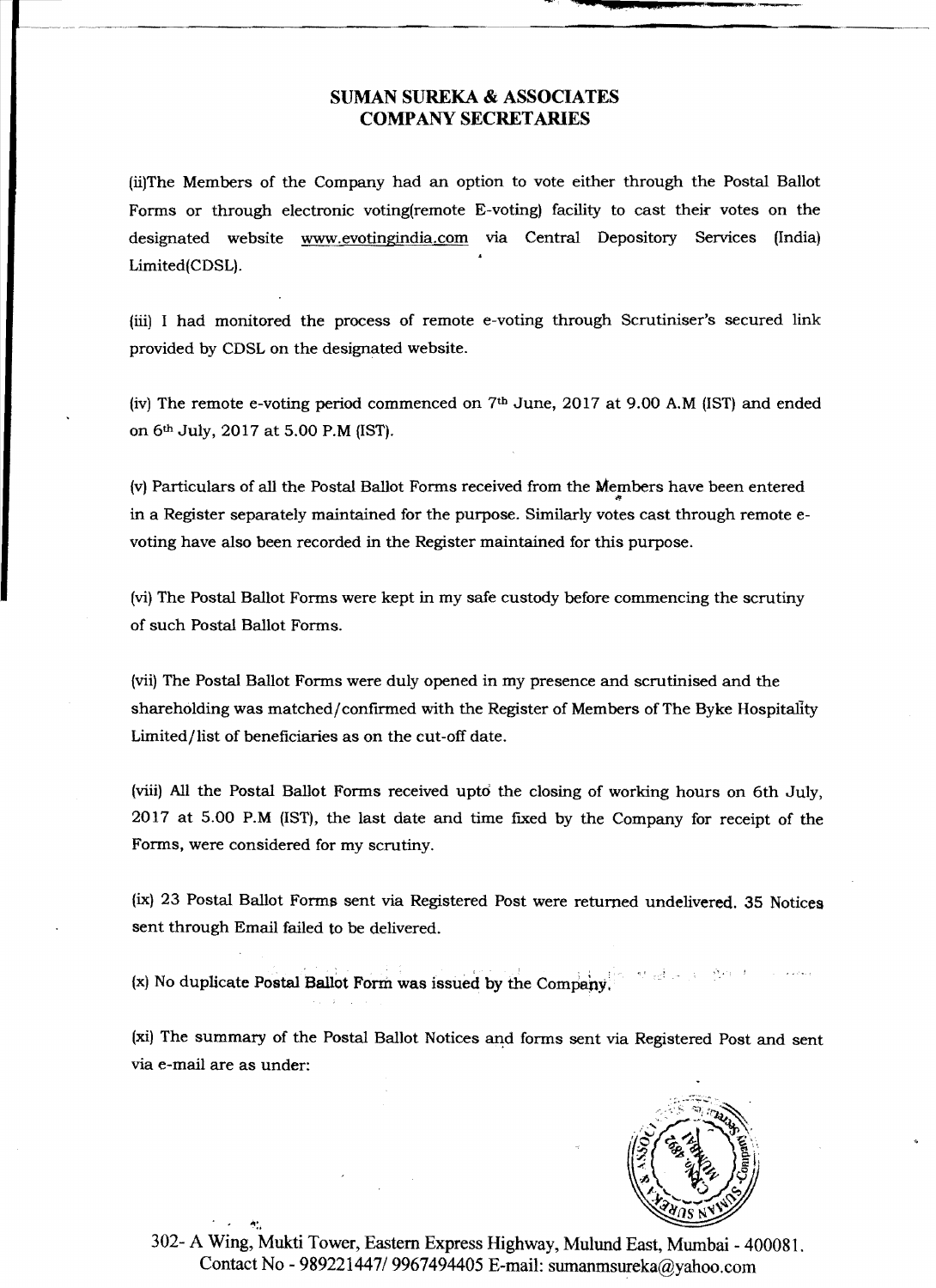# SUMAN SUREKA & ASSOCIATES
## COMPANY SECRETARIES

(ii)The Members of the Company had an option to vote either through the Postal Ballot Forms or through electronic voting(remote E-voting) facility to cast their votes on the designated website www.evotingindia.com via Central Depository Services (India) Limited(CDSL).

(iii) I had monitored the process of remote e-voting through Scrutiniser's secured link provided by CDSL on the designated website.

(iv) The remote e-voting period commenced on 7th June, 2017 at 9.00 A.M (IST) and ended on 6th July, 2017 at 5.00 P.M (IST).

(v) Particulars of all the Postal Ballot Forms received from the Members have been entered in a Register separately maintained for the purpose. Similarly votes cast through remote e-voting have also been recorded in the Register maintained for this purpose.

(vi) The Postal Ballot Forms were kept in my safe custody before commencing the scrutiny of such Postal Ballot Forms.

(vii) The Postal Ballot Forms were duly opened in my presence and scrutinised and the shareholding was matched/confirmed with the Register of Members of The Byke Hospitality Limited/list of beneficiaries as on the cut-off date.

(viii) All the Postal Ballot Forms received upto the closing of working hours on 6th July, 2017 at 5.00 P.M (IST), the last date and time fixed by the Company for receipt of the Forms, were considered for my scrutiny.

(ix) 23 Postal Ballot Forms sent via Registered Post were returned undelivered. 35 Notices sent through Email failed to be delivered.

(x) No duplicate Postal Ballot Form was issued by the Company.

(xi) The summary of the Postal Ballot Notices and forms sent via Registered Post and sent via e-mail are as under:

302- A Wing, Mukti Tower, Eastern Express Highway, Mulund East, Mumbai - 400081.
Contact No - 989221447/ 9967494405 E-mail: sumanmsureka@yahoo.com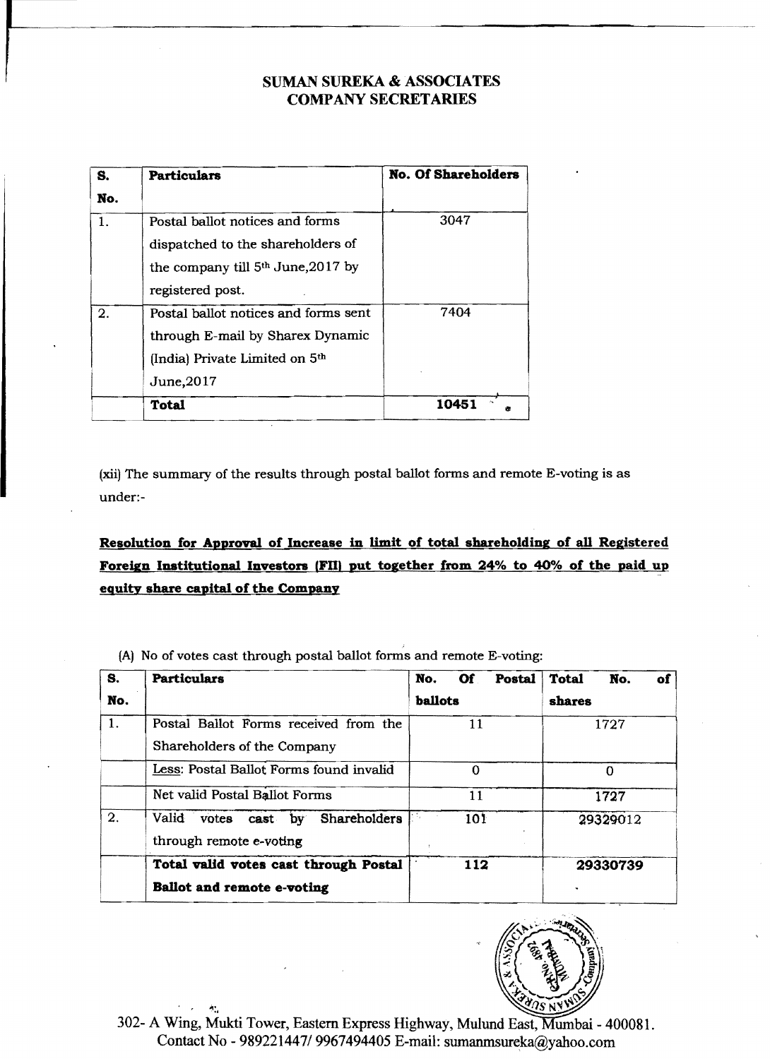# SUMAN SUREKA & ASSOCIATES
## COMPANY SECRETARIES

| S. No. | Particulars | No. Of Shareholders |
|---|---|---|
| 1. | Postal ballot notices and forms dispatched to the shareholders of the company till 5th June,2017 by registered post. | 3047 |
| 2. | Postal ballot notices and forms sent through E-mail by Sharex Dynamic (India) Private Limited on 5th June,2017 | 7404 |
| | **Total** | **10451** |

(xii) The summary of the results through postal ballot forms and remote E-voting is as under:-

**Resolution for Approval of Increase in limit of total shareholding of all Registered Foreign Institutional Investors (FII) put together from 24% to 40% of the paid up equity share capital of the Company**

(A) No of votes cast through postal ballot forms and remote E-voting:

| S. No. | Particulars | No. Of Postal ballots | Total No. of shares |
|---|---|---|---|
| 1. | Postal Ballot Forms received from the Shareholders of the Company | 11 | 1727 |
| | Less: Postal Ballot Forms found invalid | 0 | 0 |
| | Net valid Postal Ballot Forms | 11 | 1727 |
| 2. | Valid votes cast by Shareholders through remote e-voting | 101 | 29329012 |
| | **Total valid votes cast through Postal Ballot and remote e-voting** | **112** | **29330739** |

302- A Wing, Mukti Tower, Eastern Express Highway, Mulund East, Mumbai - 400081.
Contact No - 989221447/ 9967494405 E-mail: sumanmsureka@yahoo.com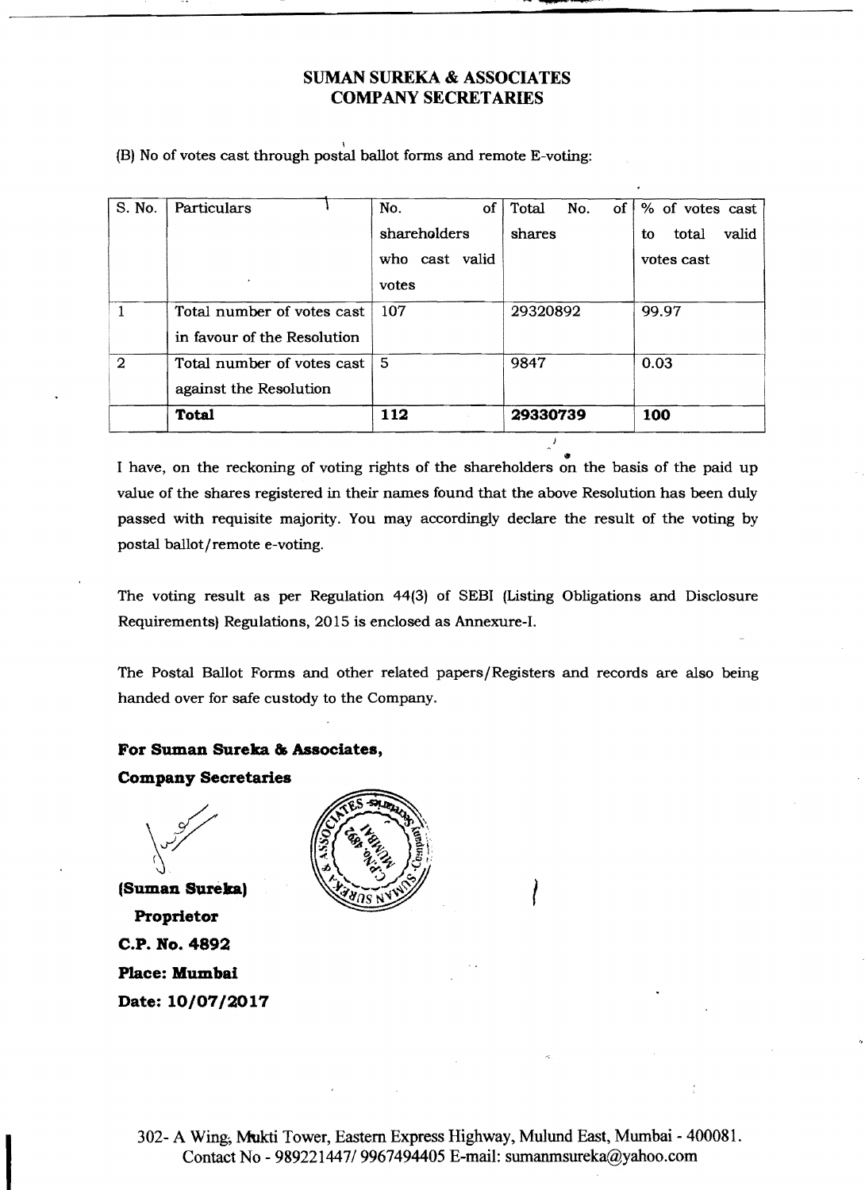# SUMAN SUREKA & ASSOCIATES
## COMPANY SECRETARIES

(B) No of votes cast through postal ballot forms and remote E-voting:

| S. No. | Particulars | No. of shareholders who cast valid votes | Total No. of shares | % of votes cast to total valid votes cast |
|---|---|---|---|---|
| 1 | Total number of votes cast in favour of the Resolution | 107 | 29320892 | 99.97 |
| 2 | Total number of votes cast against the Resolution | 5 | 9847 | 0.03 |
| | **Total** | **112** | **29330739** | **100** |

I have, on the reckoning of voting rights of the shareholders on the basis of the paid up value of the shares registered in their names found that the above Resolution has been duly passed with requisite majority. You may accordingly declare the result of the voting by postal ballot/remote e-voting.

The voting result as per Regulation 44(3) of SEBI (Listing Obligations and Disclosure Requirements) Regulations, 2015 is enclosed as Annexure-I.

The Postal Ballot Forms and other related papers/Registers and records are also being handed over for safe custody to the Company.

**For Suman Sureka & Associates,**

**Company Secretaries**

**(Suman Sureka)**

**Proprietor**

**C.P. No. 4892**

**Place: Mumbai**

**Date: 10/07/2017**

302- A Wing, Mukti Tower, Eastern Express Highway, Mulund East, Mumbai - 400081.
Contact No - 989221447/ 9967494405 E-mail: sumanmsureka@yahoo.com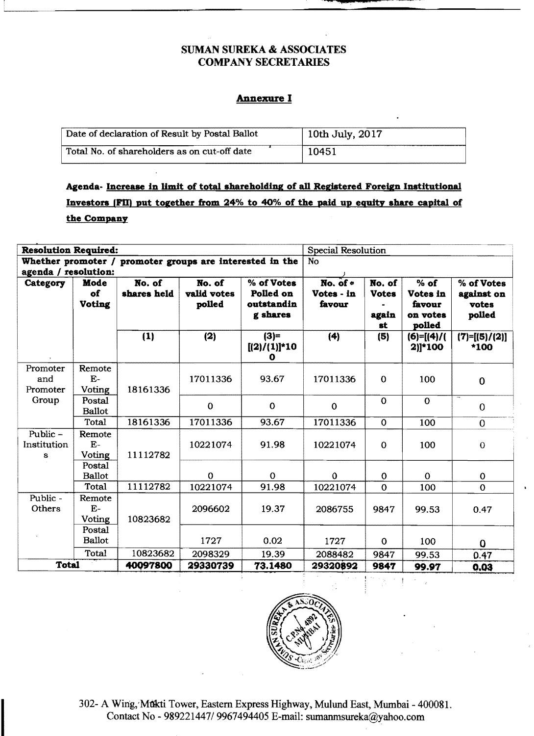## SUMAN SUREKA & ASSOCIATES
## COMPANY SECRETARIES

### Annexure I

| | |
|---|---|
| Date of declaration of Result by Postal Ballot | 10th July, 2017 |
| Total No. of shareholders as on cut-off date | 10451 |

**Agenda- Increase in limit of total shareholding of all Registered Foreign Institutional Investors (FII) put together from 24% to 40% of the paid up equity share capital of the Company**

| Resolution Required: | | | | | Special Resolution | | | |
|---|---|---|---|---|---|---|---|---|
| Whether promoter / promoter groups are interested in the agenda / resolution: | | | | | No | | | |
| Category | Mode of Voting | No. of shares held | No. of valid votes polled | % of Votes Polled on outstanding shares | No. of Votes - in favour | No. of Votes - against | % of Votes in favour on votes polled | % of Votes against on votes polled |
| | | (1) | (2) | (3)=[(2)/(1)]*100 | (4) | (5) | (6)=[(4)/(2)]*100 | (7)=[(5)/(2)]*100 |
| Promoter and Promoter Group | Remote E-Voting | 18161336 | 17011336 | 93.67 | 17011336 | 0 | 100 | 0 |
| | Postal Ballot | | 0 | 0 | 0 | 0 | 0 | 0 |
| | Total | 18161336 | 17011336 | 93.67 | 17011336 | 0 | 100 | 0 |
| Public – Institutions | Remote E-Voting | 11112782 | 10221074 | 91.98 | 10221074 | 0 | 100 | 0 |
| | Postal Ballot | | 0 | 0 | 0 | 0 | 0 | 0 |
| | Total | 11112782 | 10221074 | 91.98 | 10221074 | 0 | 100 | 0 |
| Public - Others | Remote E-Voting | 10823682 | 2096602 | 19.37 | 2086755 | 9847 | 99.53 | 0.47 |
| | Postal Ballot | | 1727 | 0.02 | 1727 | 0 | 100 | 0 |
| | Total | 10823682 | 2098329 | 19.39 | 2088482 | 9847 | 99.53 | 0.47 |
| Total | | 40097800 | 29330739 | 73.1480 | 29320892 | 9847 | 99.97 | 0.03 |

302- A Wing, Mukti Tower, Eastern Express Highway, Mulund East, Mumbai - 400081.
Contact No - 989221447/ 9967494405 E-mail: sumanmsureka@yahoo.com